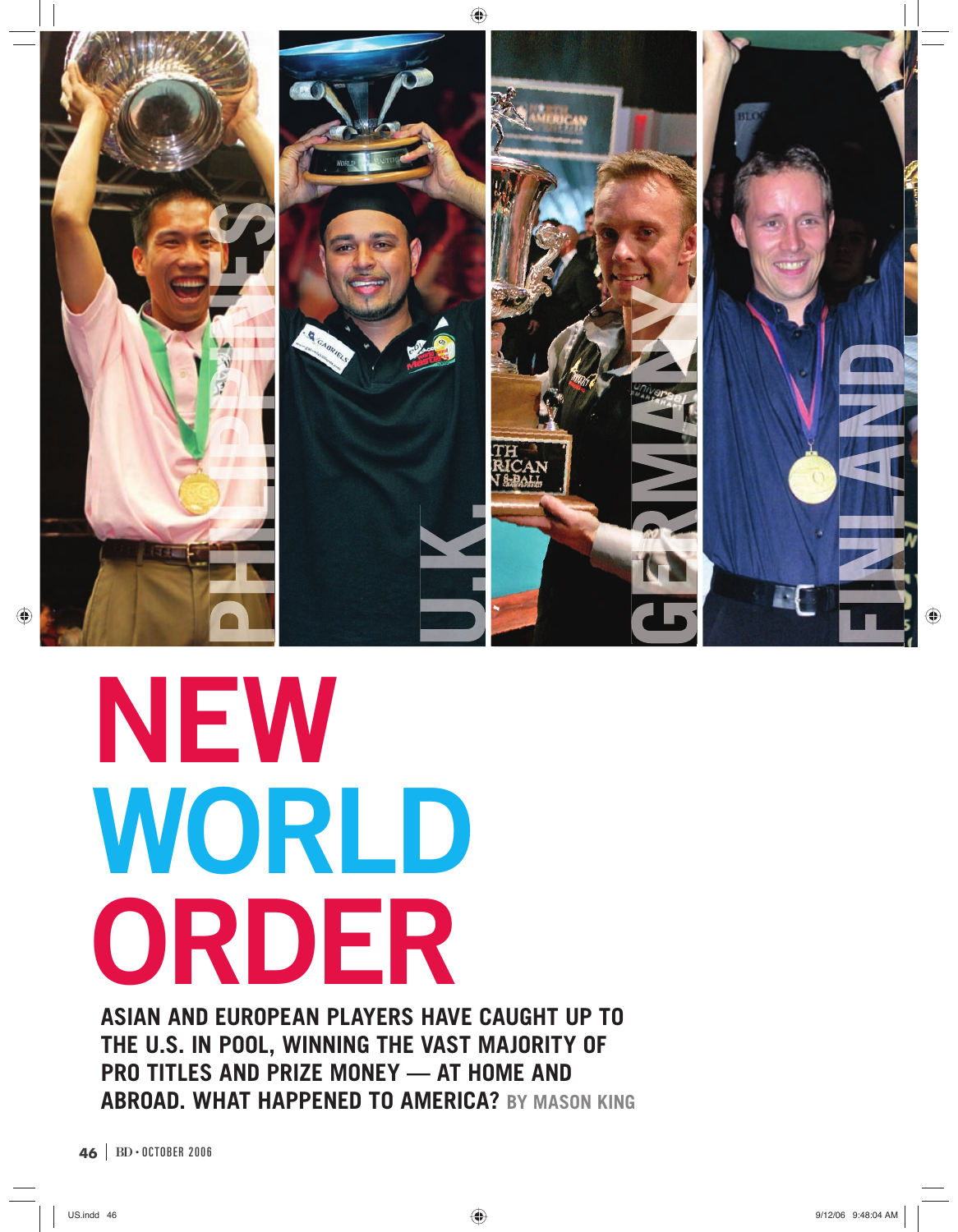PHILIPPINES

U.K.

GERMANY

FINLAND

# NEW WORLD ORDER

**ASIAN AND EUROPEAN PLAYERS HAVE CAUGHT UP TO THE U.S. IN POOL, WINNING THE VAST MAJORITY OF PRO TITLES AND PRIZE MONEY — AT HOME AND ABROAD. WHAT HAPPENED TO AMERICA?** BY MASON KING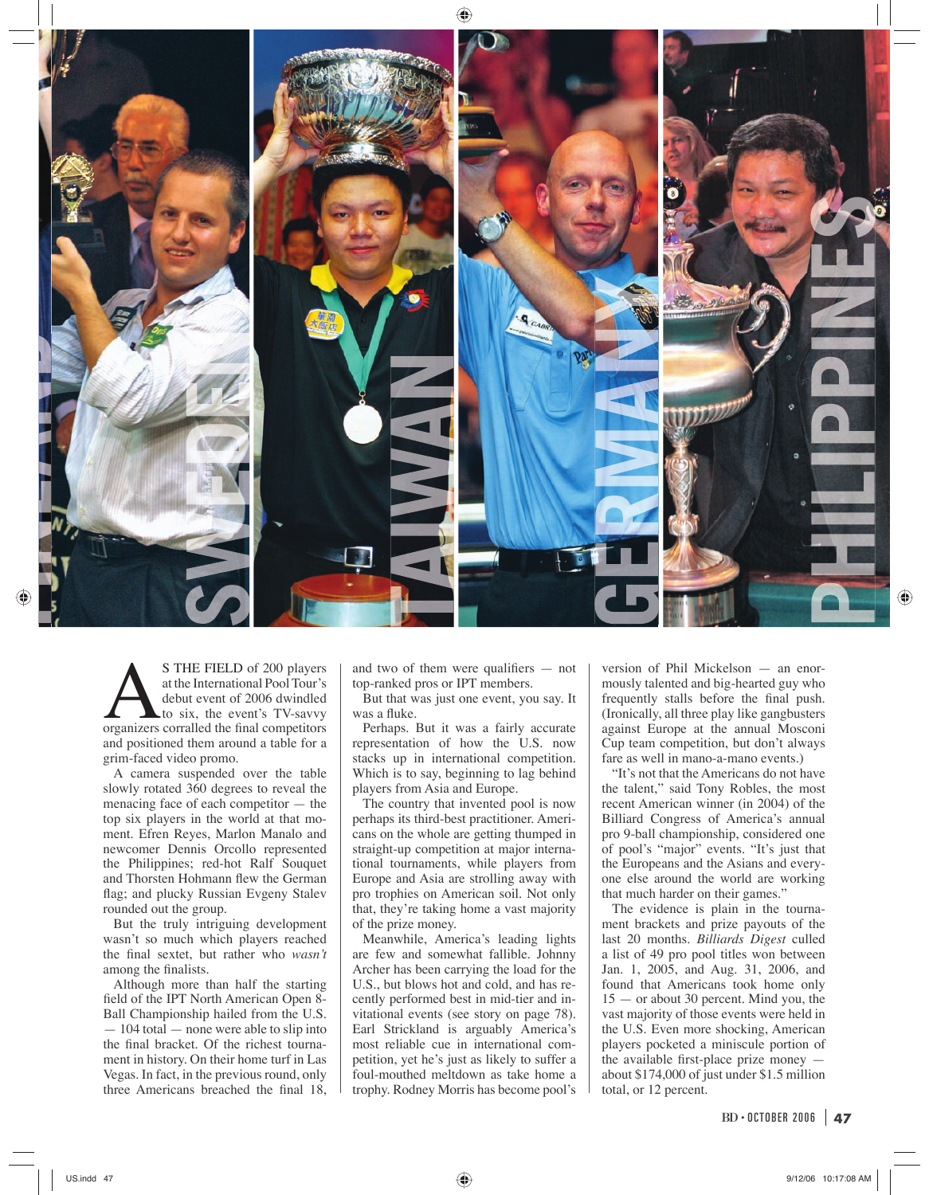SWEDEN TAIWAN GERMANY PHILIPPINES

AS THE FIELD of 200 players at the International Pool Tour's debut event of 2006 dwindled to six, the event's TV-savvy organizers corralled the final competitors and positioned them around a table for a grim-faced video promo.

A camera suspended over the table slowly rotated 360 degrees to reveal the menacing face of each competitor — the top six players in the world at that moment. Efren Reyes, Marlon Manalo and newcomer Dennis Orcollo represented the Philippines; red-hot Ralf Souquet and Thorsten Hohmann flew the German flag; and plucky Russian Evgeny Stalev rounded out the group.

But the truly intriguing development wasn't so much which players reached the final sextet, but rather who *wasn't* among the finalists.

Although more than half the starting field of the IPT North American Open 8-Ball Championship hailed from the U.S. — 104 total — none were able to slip into the final bracket. Of the richest tournament in history. On their home turf in Las Vegas. In fact, in the previous round, only three Americans breached the final 18, and two of them were qualifiers — not top-ranked pros or IPT members.

But that was just one event, you say. It was a fluke.

Perhaps. But it was a fairly accurate representation of how the U.S. now stacks up in international competition. Which is to say, beginning to lag behind players from Asia and Europe.

The country that invented pool is now perhaps its third-best practitioner. Americans on the whole are getting thumped in straight-up competition at major international tournaments, while players from Europe and Asia are strolling away with pro trophies on American soil. Not only that, they're taking home a vast majority of the prize money.

Meanwhile, America's leading lights are few and somewhat fallible. Johnny Archer has been carrying the load for the U.S., but blows hot and cold, and has recently performed best in mid-tier and invitational events (see story on page 78). Earl Strickland is arguably America's most reliable cue in international competition, yet he's just as likely to suffer a foul-mouthed meltdown as take home a trophy. Rodney Morris has become pool's version of Phil Mickelson — an enormously talented and big-hearted guy who frequently stalls before the final push. (Ironically, all three play like gangbusters against Europe at the annual Mosconi Cup team competition, but don't always fare as well in mano-a-mano events.)

"It's not that the Americans do not have the talent," said Tony Robles, the most recent American winner (in 2004) of the Billiard Congress of America's annual pro 9-ball championship, considered one of pool's "major" events. "It's just that the Europeans and the Asians and everyone else around the world are working that much harder on their games."

The evidence is plain in the tournament brackets and prize payouts of the last 20 months. *Billiards Digest* culled a list of 49 pro pool titles won between Jan. 1, 2005, and Aug. 31, 2006, and found that Americans took home only 15 — or about 30 percent. Mind you, the vast majority of those events were held in the U.S. Even more shocking, American players pocketed a miniscule portion of the available first-place prize money — about $174,000 of just under $1.5 million total, or 12 percent.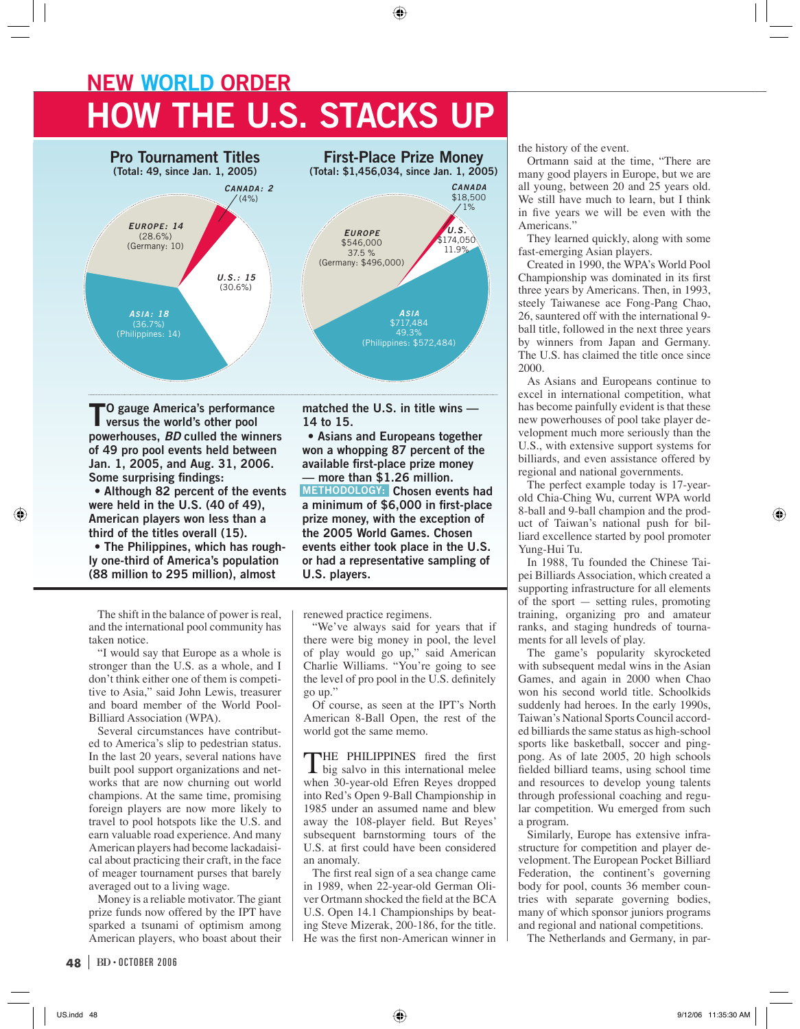NEW WORLD ORDER

# HOW THE U.S. STACKS UP

### Pro Tournament Titles
(Total: 49, since Jan. 1, 2005)

- CANADA: 2 (4%)
- EUROPE: 14 (28.6%) (Germany: 10)
- U.S.: 15 (30.6%)
- ASIA: 18 (36.7%) (Philippines: 14)

### First-Place Prize Money
(Total: $1,456,034, since Jan. 1, 2005)

- CANADA $18,500 1%
- EUROPE $546,000 37.5 % (Germany: $496,000)
- U.S. $174,050 11.9%
- ASIA $717,484 49.3% (Philippines: $572,484)

**TO gauge America's performance versus the world's other pool powerhouses, *BD* culled the winners of 49 pro pool events held between Jan. 1, 2005, and Aug. 31, 2006. Some surprising findings:**

- **Although 82 percent of the events were held in the U.S. (40 of 49), American players won less than a third of the titles overall (15).**
- **The Philippines, which has roughly one-third of America's population (88 million to 295 million), almost matched the U.S. in title wins — 14 to 15.**
- **Asians and Europeans together won a whopping 87 percent of the available first-place prize money — more than $1.26 million.**

**METHODOLOGY: Chosen events had a minimum of $6,000 in first-place prize money, with the exception of the 2005 World Games. Chosen events either took place in the U.S. or had a representative sampling of U.S. players.**

The shift in the balance of power is real, and the international pool community has taken notice.

"I would say that Europe as a whole is stronger than the U.S. as a whole, and I don't think either one of them is competitive to Asia," said John Lewis, treasurer and board member of the World Pool-Billiard Association (WPA).

Several circumstances have contributed to America's slip to pedestrian status. In the last 20 years, several nations have built pool support organizations and networks that are now churning out world champions. At the same time, promising foreign players are now more likely to travel to pool hotspots like the U.S. and earn valuable road experience. And many American players had become lackadaisical about practicing their craft, in the face of meager tournament purses that barely averaged out to a living wage.

Money is a reliable motivator. The giant prize funds now offered by the IPT have sparked a tsunami of optimism among American players, who boast about their renewed practice regimens.

"We've always said for years that if there were big money in pool, the level of play would go up," said American Charlie Williams. "You're going to see the level of pro pool in the U.S. definitely go up."

Of course, as seen at the IPT's North American 8-Ball Open, the rest of the world got the same memo.

THE PHILIPPINES fired the first big salvo in this international melee when 30-year-old Efren Reyes dropped into Red's Open 9-Ball Championship in 1985 under an assumed name and blew away the 108-player field. But Reyes' subsequent barnstorming tours of the U.S. at first could have been considered an anomaly.

The first real sign of a sea change came in 1989, when 22-year-old German Oliver Ortmann shocked the field at the BCA U.S. Open 14.1 Championships by beating Steve Mizerak, 200-186, for the title. He was the first non-American winner in the history of the event.

Ortmann said at the time, "There are many good players in Europe, but we are all young, between 20 and 25 years old. We still have much to learn, but I think in five years we will be even with the Americans."

They learned quickly, along with some fast-emerging Asian players.

Created in 1990, the WPA's World Pool Championship was dominated in its first three years by Americans. Then, in 1993, steely Taiwanese ace Fong-Pang Chao, 26, sauntered off with the international 9-ball title, followed in the next three years by winners from Japan and Germany. The U.S. has claimed the title once since 2000.

As Asians and Europeans continue to excel in international competition, what has become painfully evident is that these new powerhouses of pool take player development much more seriously than the U.S., with extensive support systems for billiards, and even assistance offered by regional and national governments.

The perfect example today is 17-year-old Chia-Ching Wu, current WPA world 8-ball and 9-ball champion and the product of Taiwan's national push for billiard excellence started by pool promoter Yung-Hui Tu.

In 1988, Tu founded the Chinese Taipei Billiards Association, which created a supporting infrastructure for all elements of the sport — setting rules, promoting training, organizing pro and amateur ranks, and staging hundreds of tournaments for all levels of play.

The game's popularity skyrocketed with subsequent medal wins in the Asian Games, and again in 2000 when Chao won his second world title. Schoolkids suddenly had heroes. In the early 1990s, Taiwan's National Sports Council accorded billiards the same status as high-school sports like basketball, soccer and ping-pong. As of late 2005, 20 high schools fielded billiard teams, using school time and resources to develop young talents through professional coaching and regular competition. Wu emerged from such a program.

Similarly, Europe has extensive infrastructure for competition and player development. The European Pocket Billiard Federation, the continent's governing body for pool, counts 36 member countries with separate governing bodies, many of which sponsor juniors programs and regional and national competitions.

The Netherlands and Germany, in par-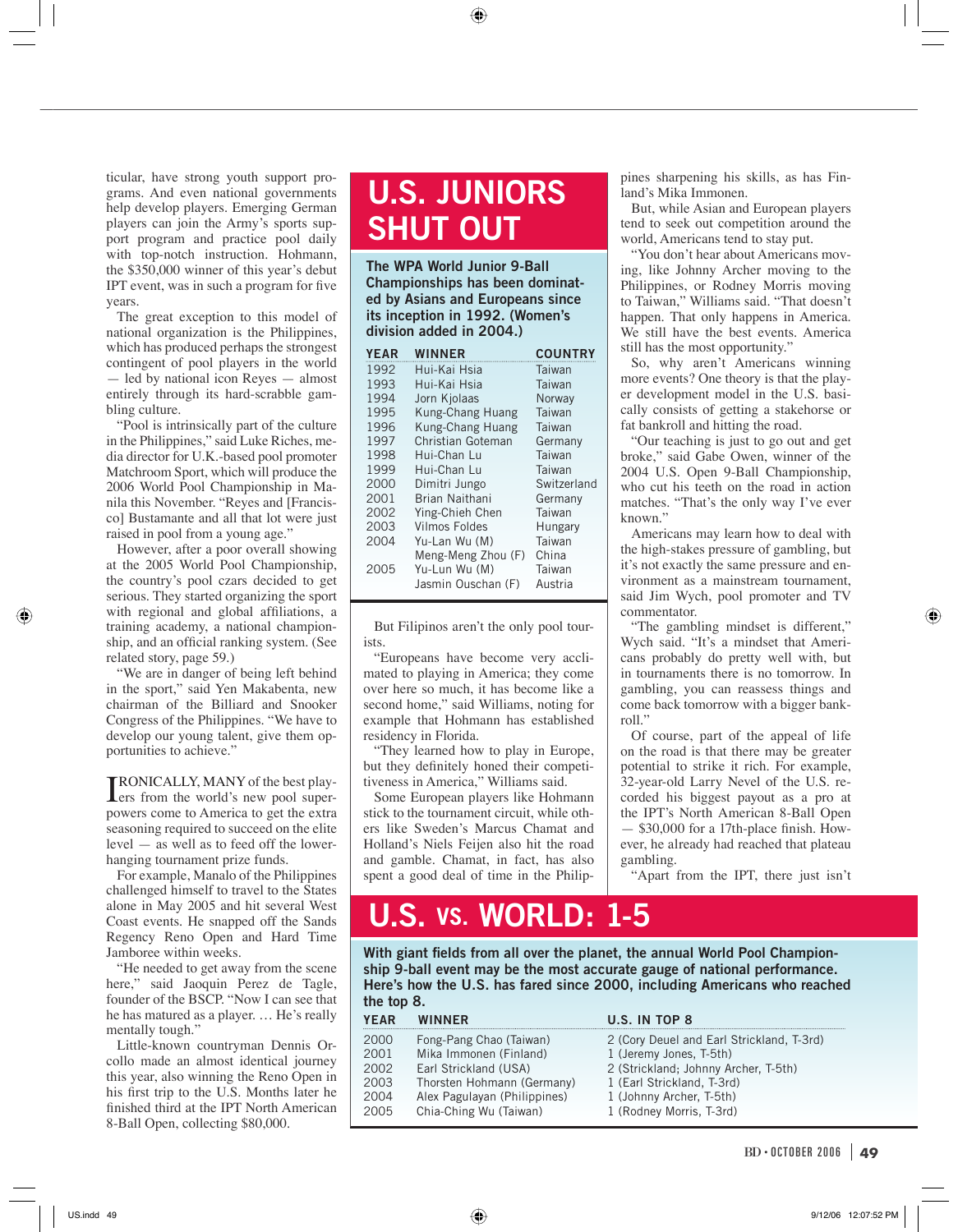ticular, have strong youth support programs. And even national governments help develop players. Emerging German players can join the Army's sports support program and practice pool daily with top-notch instruction. Hohmann, the $350,000 winner of this year's debut IPT event, was in such a program for five years.

The great exception to this model of national organization is the Philippines, which has produced perhaps the strongest contingent of pool players in the world — led by national icon Reyes — almost entirely through its hard-scrabble gambling culture.

"Pool is intrinsically part of the culture in the Philippines," said Luke Riches, media director for U.K.-based pool promoter Matchroom Sport, which will produce the 2006 World Pool Championship in Manila this November. "Reyes and [Francisco] Bustamante and all that lot were just raised in pool from a young age."

However, after a poor overall showing at the 2005 World Pool Championship, the country's pool czars decided to get serious. They started organizing the sport with regional and global affiliations, a training academy, a national championship, and an official ranking system. (See related story, page 59.)

"We are in danger of being left behind in the sport," said Yen Makabenta, new chairman of the Billiard and Snooker Congress of the Philippines. "We have to develop our young talent, give them opportunities to achieve."

IRONICALLY, MANY of the best players from the world's new pool superpowers come to America to get the extra seasoning required to succeed on the elite level — as well as to feed off the lower-hanging tournament prize funds.

For example, Manalo of the Philippines challenged himself to travel to the States alone in May 2005 and hit several West Coast events. He snapped off the Sands Regency Reno Open and Hard Time Jamboree within weeks.

"He needed to get away from the scene here," said Jaoquin Perez de Tagle, founder of the BSCP. "Now I can see that he has matured as a player. … He's really mentally tough."

Little-known countryman Dennis Orcollo made an almost identical journey this year, also winning the Reno Open in his first trip to the U.S. Months later he finished third at the IPT North American 8-Ball Open, collecting $80,000.

## U.S. JUNIORS SHUT OUT

**The WPA World Junior 9-Ball Championships has been dominated by Asians and Europeans since its inception in 1992. (Women's division added in 2004.)**

| YEAR | WINNER | COUNTRY |
|---|---|---|
| 1992 | Hui-Kai Hsia | Taiwan |
| 1993 | Hui-Kai Hsia | Taiwan |
| 1994 | Jorn Kjolaas | Norway |
| 1995 | Kung-Chang Huang | Taiwan |
| 1996 | Kung-Chang Huang | Taiwan |
| 1997 | Christian Goteman | Germany |
| 1998 | Hui-Chan Lu | Taiwan |
| 1999 | Hui-Chan Lu | Taiwan |
| 2000 | Dimitri Jungo | Switzerland |
| 2001 | Brian Naithani | Germany |
| 2002 | Ying-Chieh Chen | Taiwan |
| 2003 | Vilmos Foldes | Hungary |
| 2004 | Yu-Lan Wu (M) | Taiwan |
| | Meng-Meng Zhou (F) | China |
| 2005 | Yu-Lun Wu (M) | Taiwan |
| | Jasmin Ouschan (F) | Austria |

But Filipinos aren't the only pool tourists.

"Europeans have become very acclimated to playing in America; they come over here so much, it has become like a second home," said Williams, noting for example that Hohmann has established residency in Florida.

"They learned how to play in Europe, but they definitely honed their competitiveness in America," Williams said.

Some European players like Hohmann stick to the tournament circuit, while others like Sweden's Marcus Chamat and Holland's Niels Feijen also hit the road and gamble. Chamat, in fact, has also spent a good deal of time in the Philippines sharpening his skills, as has Finland's Mika Immonen.

But, while Asian and European players tend to seek out competition around the world, Americans tend to stay put.

"You don't hear about Americans moving, like Johnny Archer moving to the Philippines, or Rodney Morris moving to Taiwan," Williams said. "That doesn't happen. That only happens in America. We still have the best events. America still has the most opportunity."

So, why aren't Americans winning more events? One theory is that the player development model in the U.S. basically consists of getting a stakehorse or fat bankroll and hitting the road.

"Our teaching is just to go out and get broke," said Gabe Owen, winner of the 2004 U.S. Open 9-Ball Championship, who cut his teeth on the road in action matches. "That's the only way I've ever known."

Americans may learn how to deal with the high-stakes pressure of gambling, but it's not exactly the same pressure and environment as a mainstream tournament, said Jim Wych, pool promoter and TV commentator.

"The gambling mindset is different," Wych said. "It's a mindset that Americans probably do pretty well with, but in tournaments there is no tomorrow. In gambling, you can reassess things and come back tomorrow with a bigger bankroll."

Of course, part of the appeal of life on the road is that there may be greater potential to strike it rich. For example, 32-year-old Larry Nevel of the U.S. recorded his biggest payout as a pro at the IPT's North American 8-Ball Open — $30,000 for a 17th-place finish. However, he already had reached that plateau gambling.

"Apart from the IPT, there just isn't

## U.S. VS. WORLD: 1-5

**With giant fields from all over the planet, the annual World Pool Championship 9-ball event may be the most accurate gauge of national performance. Here's how the U.S. has fared since 2000, including Americans who reached the top 8.**

| YEAR | WINNER | U.S. IN TOP 8 |
|---|---|---|
| 2000 | Fong-Pang Chao (Taiwan) | 2 (Cory Deuel and Earl Strickland, T-3rd) |
| 2001 | Mika Immonen (Finland) | 1 (Jeremy Jones, T-5th) |
| 2002 | Earl Strickland (USA) | 2 (Strickland; Johnny Archer, T-5th) |
| 2003 | Thorsten Hohmann (Germany) | 1 (Earl Strickland, T-3rd) |
| 2004 | Alex Pagulayan (Philippines) | 1 (Johnny Archer, T-5th) |
| 2005 | Chia-Ching Wu (Taiwan) | 1 (Rodney Morris, T-3rd) |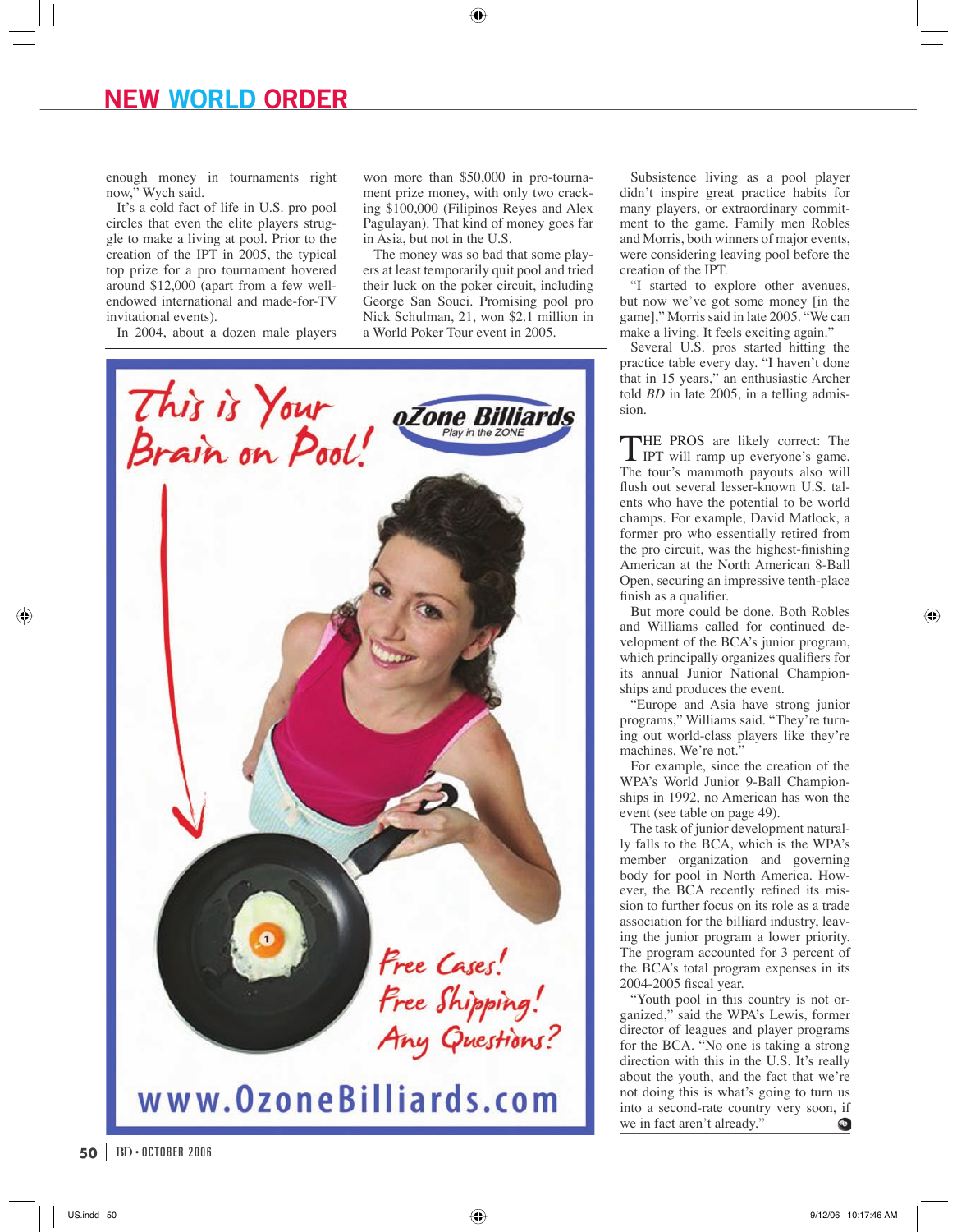enough money in tournaments right now," Wych said.

It's a cold fact of life in U.S. pro pool circles that even the elite players struggle to make a living at pool. Prior to the creation of the IPT in 2005, the typical top prize for a pro tournament hovered around $12,000 (apart from a few well-endowed international and made-for-TV invitational events).

In 2004, about a dozen male players won more than $50,000 in pro-tournament prize money, with only two cracking $100,000 (Filipinos Reyes and Alex Pagulayan). That kind of money goes far in Asia, but not in the U.S.

The money was so bad that some players at least temporarily quit pool and tried their luck on the poker circuit, including George San Souci. Promising pool pro Nick Schulman, 21, won $2.1 million in a World Poker Tour event in 2005.

Subsistence living as a pool player didn't inspire great practice habits for many players, or extraordinary commitment to the game. Family men Robles and Morris, both winners of major events, were considering leaving pool before the creation of the IPT.

"I started to explore other avenues, but now we've got some money [in the game]," Morris said in late 2005. "We can make a living. It feels exciting again."

Several U.S. pros started hitting the practice table every day. "I haven't done that in 15 years," an enthusiastic Archer told *BD* in late 2005, in a telling admission.

THE PROS are likely correct: The IPT will ramp up everyone's game. The tour's mammoth payouts also will flush out several lesser-known U.S. talents who have the potential to be world champs. For example, David Matlock, a former pro who essentially retired from the pro circuit, was the highest-finishing American at the North American 8-Ball Open, securing an impressive tenth-place finish as a qualifier.

But more could be done. Both Robles and Williams called for continued development of the BCA's junior program, which principally organizes qualifiers for its annual Junior National Championships and produces the event.

"Europe and Asia have strong junior programs," Williams said. "They're turning out world-class players like they're machines. We're not."

For example, since the creation of the WPA's World Junior 9-Ball Championships in 1992, no American has won the event (see table on page 49).

The task of junior development naturally falls to the BCA, which is the WPA's member organization and governing body for pool in North America. However, the BCA recently refined its mission to further focus on its role as a trade association for the billiard industry, leaving the junior program a lower priority. The program accounted for 3 percent of the BCA's total program expenses in its 2004-2005 fiscal year.

"Youth pool in this country is not organized," said the WPA's Lewis, former director of leagues and player programs for the BCA. "No one is taking a strong direction with this in the U.S. It's really about the youth, and the fact that we're not doing this is what's going to turn us into a second-rate country very soon, if we in fact aren't already."

This is Your Brain on Pool!

oZone Billiards
Play in the ZONE

Free Cases!
Free Shipping!
Any Questions?

www.OzoneBilliards.com